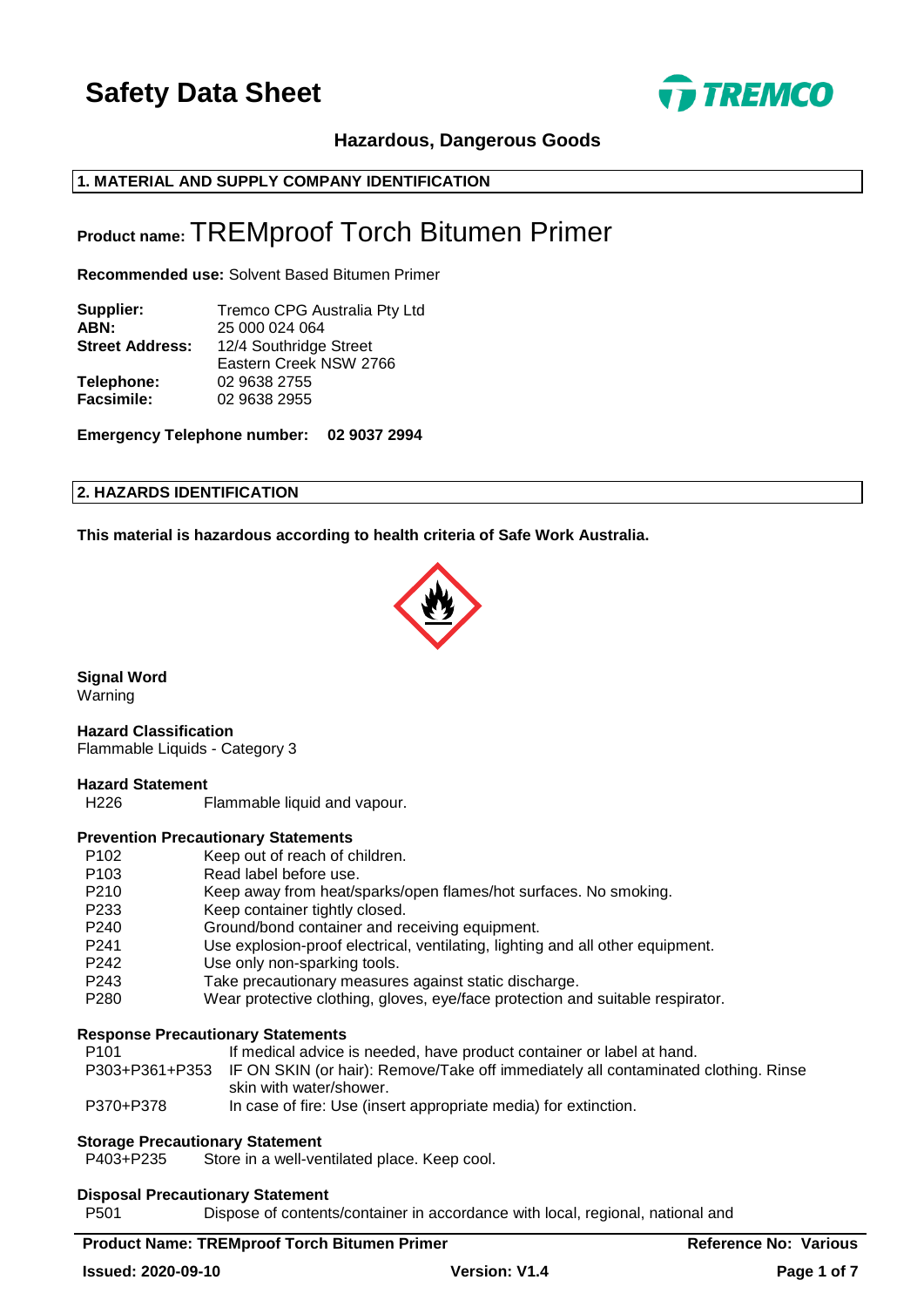# Safety Data Sheet

**Hazardous, Dangerous Goods**

## 1. MATERIAL AND SUPPLY COMPANY IDENTIFICATION

**Product name:** TREMproof Torch Bitumen Primer

**Recommended use:** Solvent Based Bitumen Primer

| | |
|---|---|
| **Supplier:** | Tremco CPG Australia Pty Ltd |
| **ABN:** | 25 000 024 064 |
| **Street Address:** | 12/4 Southridge Street<br>Eastern Creek NSW 2766 |
| **Telephone:** | 02 9638 2755 |
| **Facsimile:** | 02 9638 2955 |

**Emergency Telephone number: 02 9037 2994**

## 2. HAZARDS IDENTIFICATION

**This material is hazardous according to health criteria of Safe Work Australia.**

**Signal Word**
Warning

**Hazard Classification**
Flammable Liquids - Category 3

**Hazard Statement**

| | |
|---|---|
| H226 | Flammable liquid and vapour. |

**Prevention Precautionary Statements**

| | |
|---|---|
| P102 | Keep out of reach of children. |
| P103 | Read label before use. |
| P210 | Keep away from heat/sparks/open flames/hot surfaces. No smoking. |
| P233 | Keep container tightly closed. |
| P240 | Ground/bond container and receiving equipment. |
| P241 | Use explosion-proof electrical, ventilating, lighting and all other equipment. |
| P242 | Use only non-sparking tools. |
| P243 | Take precautionary measures against static discharge. |
| P280 | Wear protective clothing, gloves, eye/face protection and suitable respirator. |

**Response Precautionary Statements**

| | |
|---|---|
| P101 | If medical advice is needed, have product container or label at hand. |
| P303+P361+P353 | IF ON SKIN (or hair): Remove/Take off immediately all contaminated clothing. Rinse skin with water/shower. |
| P370+P378 | In case of fire: Use (insert appropriate media) for extinction. |

**Storage Precautionary Statement**

| | |
|---|---|
| P403+P235 | Store in a well-ventilated place. Keep cool. |

**Disposal Precautionary Statement**

| | |
|---|---|
| P501 | Dispose of contents/container in accordance with local, regional, national and |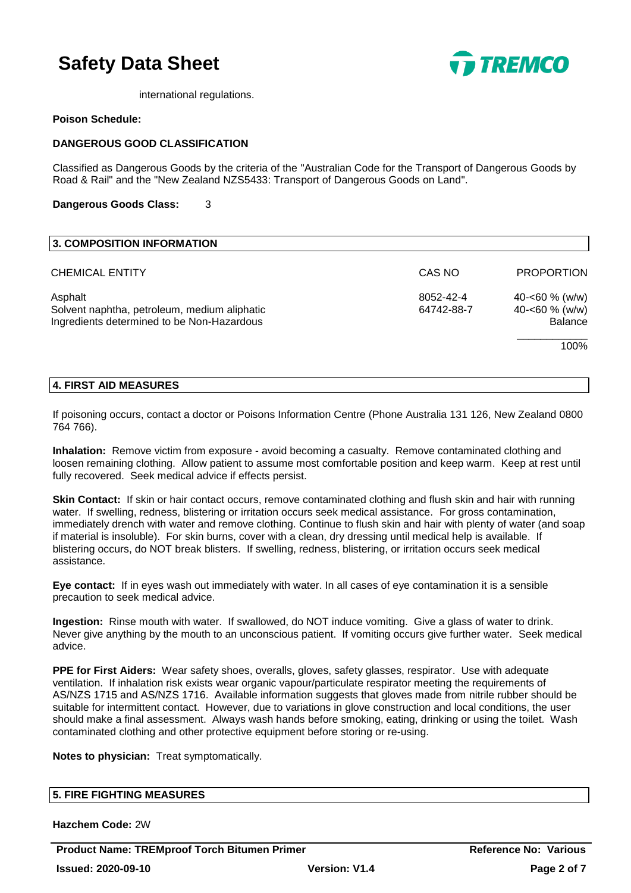international regulations.

**Poison Schedule:**

**DANGEROUS GOOD CLASSIFICATION**

Classified as Dangerous Goods by the criteria of the "Australian Code for the Transport of Dangerous Goods by Road & Rail" and the "New Zealand NZS5433: Transport of Dangerous Goods on Land".

**Dangerous Goods Class:** 3

## 3. COMPOSITION INFORMATION

| CHEMICAL ENTITY | CAS NO | PROPORTION |
|---|---|---|
| Asphalt | 8052-42-4 | 40-<60 % (w/w) |
| Solvent naphtha, petroleum, medium aliphatic | 64742-88-7 | 40-<60 % (w/w) |
| Ingredients determined to be Non-Hazardous | | Balance |
| | | 100% |

## 4. FIRST AID MEASURES

If poisoning occurs, contact a doctor or Poisons Information Centre (Phone Australia 131 126, New Zealand 0800 764 766).

**Inhalation:** Remove victim from exposure - avoid becoming a casualty. Remove contaminated clothing and loosen remaining clothing. Allow patient to assume most comfortable position and keep warm. Keep at rest until fully recovered. Seek medical advice if effects persist.

**Skin Contact:** If skin or hair contact occurs, remove contaminated clothing and flush skin and hair with running water. If swelling, redness, blistering or irritation occurs seek medical assistance. For gross contamination, immediately drench with water and remove clothing. Continue to flush skin and hair with plenty of water (and soap if material is insoluble). For skin burns, cover with a clean, dry dressing until medical help is available. If blistering occurs, do NOT break blisters. If swelling, redness, blistering, or irritation occurs seek medical assistance.

**Eye contact:** If in eyes wash out immediately with water. In all cases of eye contamination it is a sensible precaution to seek medical advice.

**Ingestion:** Rinse mouth with water. If swallowed, do NOT induce vomiting. Give a glass of water to drink. Never give anything by the mouth to an unconscious patient. If vomiting occurs give further water. Seek medical advice.

**PPE for First Aiders:** Wear safety shoes, overalls, gloves, safety glasses, respirator. Use with adequate ventilation. If inhalation risk exists wear organic vapour/particulate respirator meeting the requirements of AS/NZS 1715 and AS/NZS 1716. Available information suggests that gloves made from nitrile rubber should be suitable for intermittent contact. However, due to variations in glove construction and local conditions, the user should make a final assessment. Always wash hands before smoking, eating, drinking or using the toilet. Wash contaminated clothing and other protective equipment before storing or re-using.

**Notes to physician:** Treat symptomatically.

## 5. FIRE FIGHTING MEASURES

**Hazchem Code:** 2W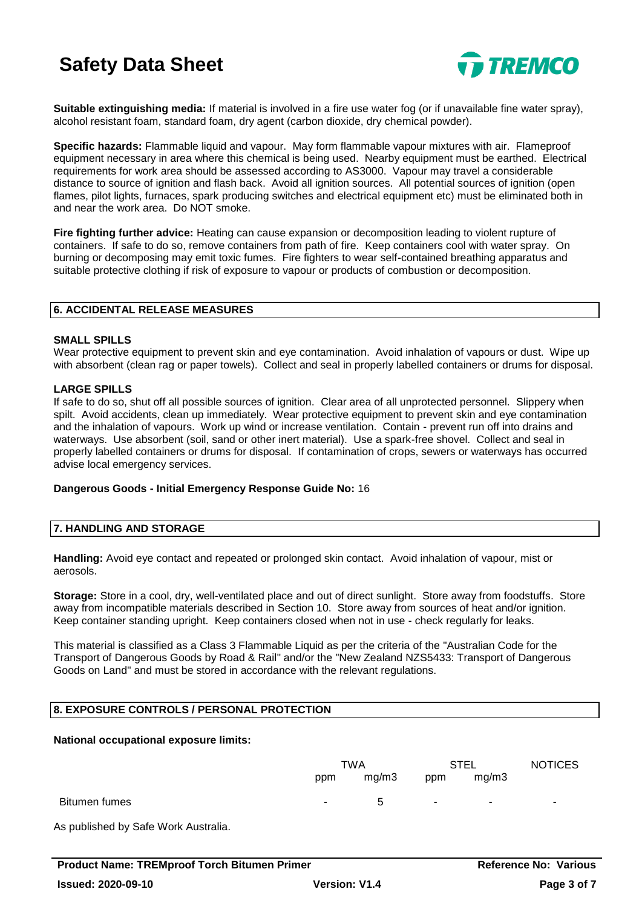**Suitable extinguishing media:** If material is involved in a fire use water fog (or if unavailable fine water spray), alcohol resistant foam, standard foam, dry agent (carbon dioxide, dry chemical powder).

**Specific hazards:** Flammable liquid and vapour. May form flammable vapour mixtures with air. Flameproof equipment necessary in area where this chemical is being used. Nearby equipment must be earthed. Electrical requirements for work area should be assessed according to AS3000. Vapour may travel a considerable distance to source of ignition and flash back. Avoid all ignition sources. All potential sources of ignition (open flames, pilot lights, furnaces, spark producing switches and electrical equipment etc) must be eliminated both in and near the work area. Do NOT smoke.

**Fire fighting further advice:** Heating can cause expansion or decomposition leading to violent rupture of containers. If safe to do so, remove containers from path of fire. Keep containers cool with water spray. On burning or decomposing may emit toxic fumes. Fire fighters to wear self-contained breathing apparatus and suitable protective clothing if risk of exposure to vapour or products of combustion or decomposition.

## 6. ACCIDENTAL RELEASE MEASURES

**SMALL SPILLS**
Wear protective equipment to prevent skin and eye contamination. Avoid inhalation of vapours or dust. Wipe up with absorbent (clean rag or paper towels). Collect and seal in properly labelled containers or drums for disposal.

**LARGE SPILLS**
If safe to do so, shut off all possible sources of ignition. Clear area of all unprotected personnel. Slippery when spilt. Avoid accidents, clean up immediately. Wear protective equipment to prevent skin and eye contamination and the inhalation of vapours. Work up wind or increase ventilation. Contain - prevent run off into drains and waterways. Use absorbent (soil, sand or other inert material). Use a spark-free shovel. Collect and seal in properly labelled containers or drums for disposal. If contamination of crops, sewers or waterways has occurred advise local emergency services.

**Dangerous Goods - Initial Emergency Response Guide No:** 16

## 7. HANDLING AND STORAGE

**Handling:** Avoid eye contact and repeated or prolonged skin contact. Avoid inhalation of vapour, mist or aerosols.

**Storage:** Store in a cool, dry, well-ventilated place and out of direct sunlight. Store away from foodstuffs. Store away from incompatible materials described in Section 10. Store away from sources of heat and/or ignition. Keep container standing upright. Keep containers closed when not in use - check regularly for leaks.

This material is classified as a Class 3 Flammable Liquid as per the criteria of the "Australian Code for the Transport of Dangerous Goods by Road & Rail" and/or the "New Zealand NZS5433: Transport of Dangerous Goods on Land" and must be stored in accordance with the relevant regulations.

## 8. EXPOSURE CONTROLS / PERSONAL PROTECTION

**National occupational exposure limits:**

| | TWA | | STEL | | NOTICES |
|---|---|---|---|---|---|
| | ppm | mg/m3 | ppm | mg/m3 | |
| Bitumen fumes | - | 5 | - | - | - |

As published by Safe Work Australia.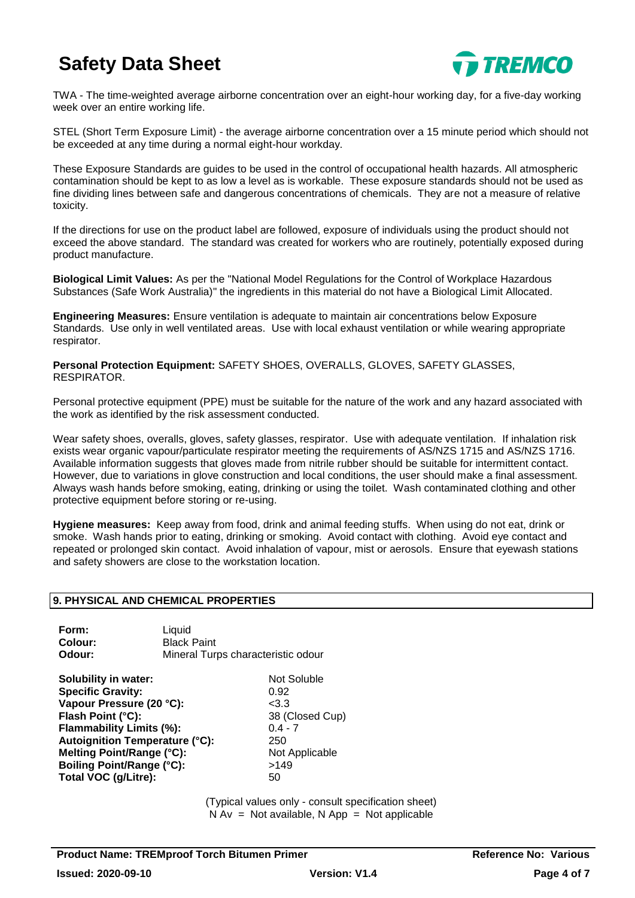TWA - The time-weighted average airborne concentration over an eight-hour working day, for a five-day working week over an entire working life.

STEL (Short Term Exposure Limit) - the average airborne concentration over a 15 minute period which should not be exceeded at any time during a normal eight-hour workday.

These Exposure Standards are guides to be used in the control of occupational health hazards. All atmospheric contamination should be kept to as low a level as is workable. These exposure standards should not be used as fine dividing lines between safe and dangerous concentrations of chemicals. They are not a measure of relative toxicity.

If the directions for use on the product label are followed, exposure of individuals using the product should not exceed the above standard. The standard was created for workers who are routinely, potentially exposed during product manufacture.

**Biological Limit Values:** As per the "National Model Regulations for the Control of Workplace Hazardous Substances (Safe Work Australia)" the ingredients in this material do not have a Biological Limit Allocated.

**Engineering Measures:** Ensure ventilation is adequate to maintain air concentrations below Exposure Standards. Use only in well ventilated areas. Use with local exhaust ventilation or while wearing appropriate respirator.

**Personal Protection Equipment:** SAFETY SHOES, OVERALLS, GLOVES, SAFETY GLASSES, RESPIRATOR.

Personal protective equipment (PPE) must be suitable for the nature of the work and any hazard associated with the work as identified by the risk assessment conducted.

Wear safety shoes, overalls, gloves, safety glasses, respirator. Use with adequate ventilation. If inhalation risk exists wear organic vapour/particulate respirator meeting the requirements of AS/NZS 1715 and AS/NZS 1716. Available information suggests that gloves made from nitrile rubber should be suitable for intermittent contact. However, due to variations in glove construction and local conditions, the user should make a final assessment. Always wash hands before smoking, eating, drinking or using the toilet. Wash contaminated clothing and other protective equipment before storing or re-using.

**Hygiene measures:** Keep away from food, drink and animal feeding stuffs. When using do not eat, drink or smoke. Wash hands prior to eating, drinking or smoking. Avoid contact with clothing. Avoid eye contact and repeated or prolonged skin contact. Avoid inhalation of vapour, mist or aerosols. Ensure that eyewash stations and safety showers are close to the workstation location.

## 9. PHYSICAL AND CHEMICAL PROPERTIES

| | |
|---|---|
| **Form:** | Liquid |
| **Colour:** | Black Paint |
| **Odour:** | Mineral Turps characteristic odour |

| | |
|---|---|
| **Solubility in water:** | Not Soluble |
| **Specific Gravity:** | 0.92 |
| **Vapour Pressure (20 °C):** | <3.3 |
| **Flash Point (°C):** | 38 (Closed Cup) |
| **Flammability Limits (%):** | 0.4 - 7 |
| **Autoignition Temperature (°C):** | 250 |
| **Melting Point/Range (°C):** | Not Applicable |
| **Boiling Point/Range (°C):** | >149 |
| **Total VOC (g/Litre):** | 50 |

(Typical values only - consult specification sheet)
N Av = Not available, N App = Not applicable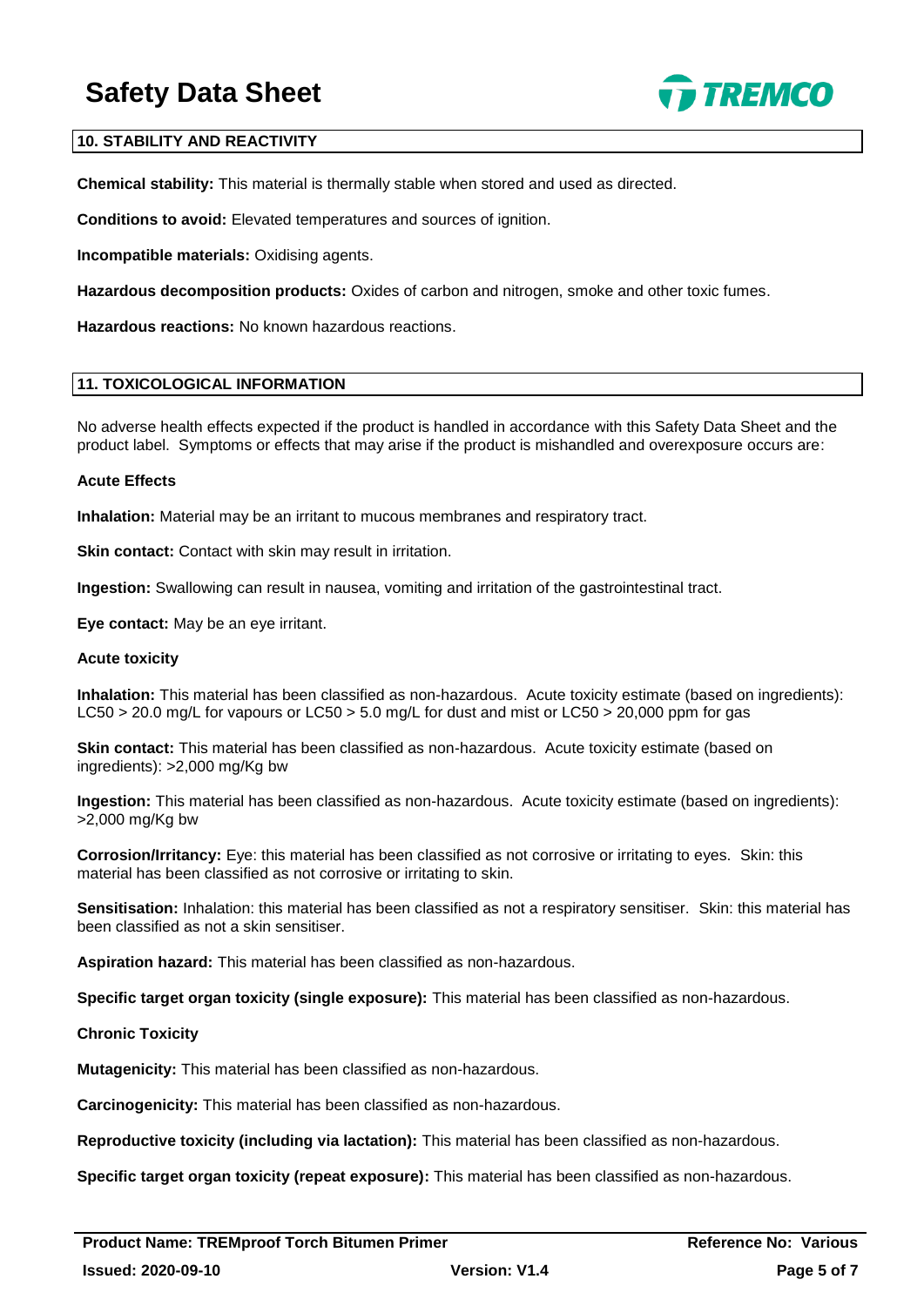## 10. STABILITY AND REACTIVITY

**Chemical stability:** This material is thermally stable when stored and used as directed.

**Conditions to avoid:** Elevated temperatures and sources of ignition.

**Incompatible materials:** Oxidising agents.

**Hazardous decomposition products:** Oxides of carbon and nitrogen, smoke and other toxic fumes.

**Hazardous reactions:** No known hazardous reactions.

## 11. TOXICOLOGICAL INFORMATION

No adverse health effects expected if the product is handled in accordance with this Safety Data Sheet and the product label. Symptoms or effects that may arise if the product is mishandled and overexposure occurs are:

### Acute Effects

**Inhalation:** Material may be an irritant to mucous membranes and respiratory tract.

**Skin contact:** Contact with skin may result in irritation.

**Ingestion:** Swallowing can result in nausea, vomiting and irritation of the gastrointestinal tract.

**Eye contact:** May be an eye irritant.

### Acute toxicity

**Inhalation:** This material has been classified as non-hazardous. Acute toxicity estimate (based on ingredients): LC50 > 20.0 mg/L for vapours or LC50 > 5.0 mg/L for dust and mist or LC50 > 20,000 ppm for gas

**Skin contact:** This material has been classified as non-hazardous. Acute toxicity estimate (based on ingredients): >2,000 mg/Kg bw

**Ingestion:** This material has been classified as non-hazardous. Acute toxicity estimate (based on ingredients): >2,000 mg/Kg bw

**Corrosion/Irritancy:** Eye: this material has been classified as not corrosive or irritating to eyes. Skin: this material has been classified as not corrosive or irritating to skin.

**Sensitisation:** Inhalation: this material has been classified as not a respiratory sensitiser. Skin: this material has been classified as not a skin sensitiser.

**Aspiration hazard:** This material has been classified as non-hazardous.

**Specific target organ toxicity (single exposure):** This material has been classified as non-hazardous.

### Chronic Toxicity

**Mutagenicity:** This material has been classified as non-hazardous.

**Carcinogenicity:** This material has been classified as non-hazardous.

**Reproductive toxicity (including via lactation):** This material has been classified as non-hazardous.

**Specific target organ toxicity (repeat exposure):** This material has been classified as non-hazardous.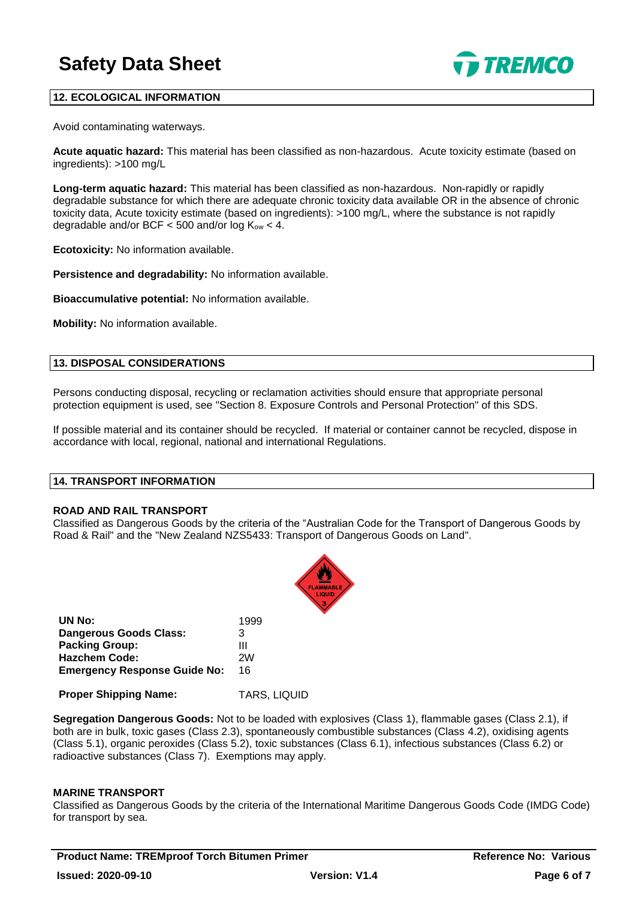## 12. ECOLOGICAL INFORMATION

Avoid contaminating waterways.

**Acute aquatic hazard:** This material has been classified as non-hazardous. Acute toxicity estimate (based on ingredients): >100 mg/L

**Long-term aquatic hazard:** This material has been classified as non-hazardous. Non-rapidly or rapidly degradable substance for which there are adequate chronic toxicity data available OR in the absence of chronic toxicity data, Acute toxicity estimate (based on ingredients): >100 mg/L, where the substance is not rapidly degradable and/or BCF < 500 and/or log $K_{ow}$ < 4.

**Ecotoxicity:** No information available.

**Persistence and degradability:** No information available.

**Bioaccumulative potential:** No information available.

**Mobility:** No information available.

## 13. DISPOSAL CONSIDERATIONS

Persons conducting disposal, recycling or reclamation activities should ensure that appropriate personal protection equipment is used, see "Section 8. Exposure Controls and Personal Protection" of this SDS.

If possible material and its container should be recycled. If material or container cannot be recycled, dispose in accordance with local, regional, national and international Regulations.

## 14. TRANSPORT INFORMATION

### ROAD AND RAIL TRANSPORT

Classified as Dangerous Goods by the criteria of the “Australian Code for the Transport of Dangerous Goods by Road & Rail" and the "New Zealand NZS5433: Transport of Dangerous Goods on Land".

FLAMMABLE LIQUID 3

| | |
|---|---|
| **UN No:** | 1999 |
| **Dangerous Goods Class:** | 3 |
| **Packing Group:** | III |
| **Hazchem Code:** | 2W |
| **Emergency Response Guide No:** | 16 |
| **Proper Shipping Name:** | TARS, LIQUID |

**Segregation Dangerous Goods:** Not to be loaded with explosives (Class 1), flammable gases (Class 2.1), if both are in bulk, toxic gases (Class 2.3), spontaneously combustible substances (Class 4.2), oxidising agents (Class 5.1), organic peroxides (Class 5.2), toxic substances (Class 6.1), infectious substances (Class 6.2) or radioactive substances (Class 7). Exemptions may apply.

### MARINE TRANSPORT

Classified as Dangerous Goods by the criteria of the International Maritime Dangerous Goods Code (IMDG Code) for transport by sea.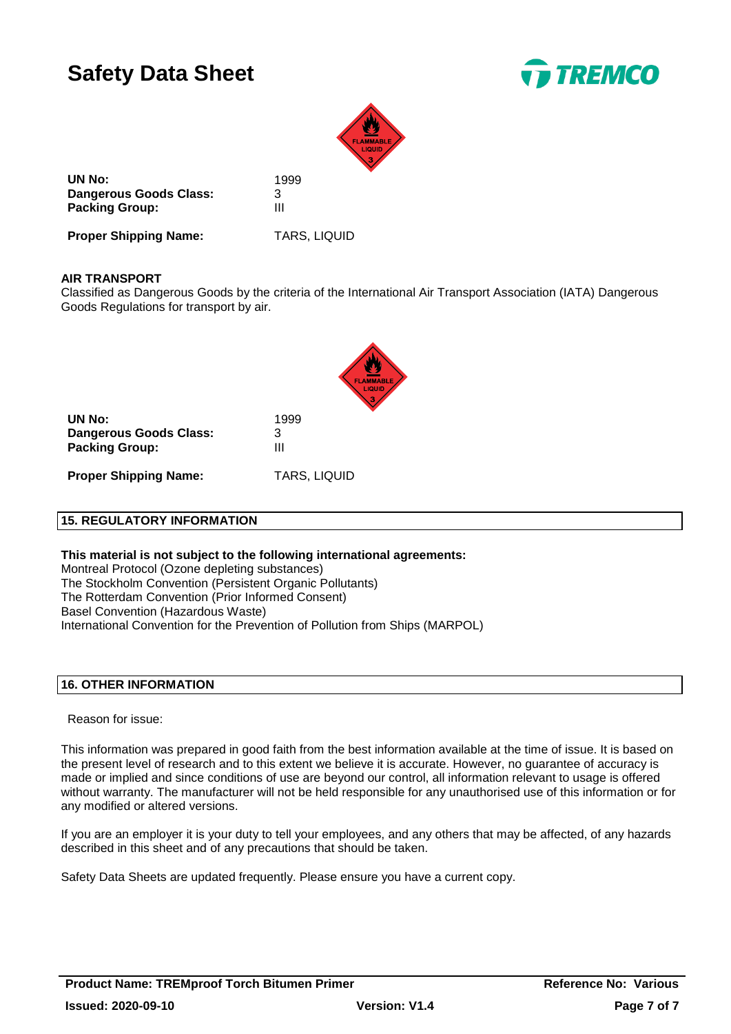| | |
|---|---|
| **UN No:** | 1999 |
| **Dangerous Goods Class:** | 3 |
| **Packing Group:** | III |
| **Proper Shipping Name:** | TARS, LIQUID |

**AIR TRANSPORT**

Classified as Dangerous Goods by the criteria of the International Air Transport Association (IATA) Dangerous Goods Regulations for transport by air.

| | |
|---|---|
| **UN No:** | 1999 |
| **Dangerous Goods Class:** | 3 |
| **Packing Group:** | III |
| **Proper Shipping Name:** | TARS, LIQUID |

## 15. REGULATORY INFORMATION

**This material is not subject to the following international agreements:**

Montreal Protocol (Ozone depleting substances)
The Stockholm Convention (Persistent Organic Pollutants)
The Rotterdam Convention (Prior Informed Consent)
Basel Convention (Hazardous Waste)
International Convention for the Prevention of Pollution from Ships (MARPOL)

## 16. OTHER INFORMATION

Reason for issue:

This information was prepared in good faith from the best information available at the time of issue. It is based on the present level of research and to this extent we believe it is accurate. However, no guarantee of accuracy is made or implied and since conditions of use are beyond our control, all information relevant to usage is offered without warranty. The manufacturer will not be held responsible for any unauthorised use of this information or for any modified or altered versions.

If you are an employer it is your duty to tell your employees, and any others that may be affected, of any hazards described in this sheet and of any precautions that should be taken.

Safety Data Sheets are updated frequently. Please ensure you have a current copy.